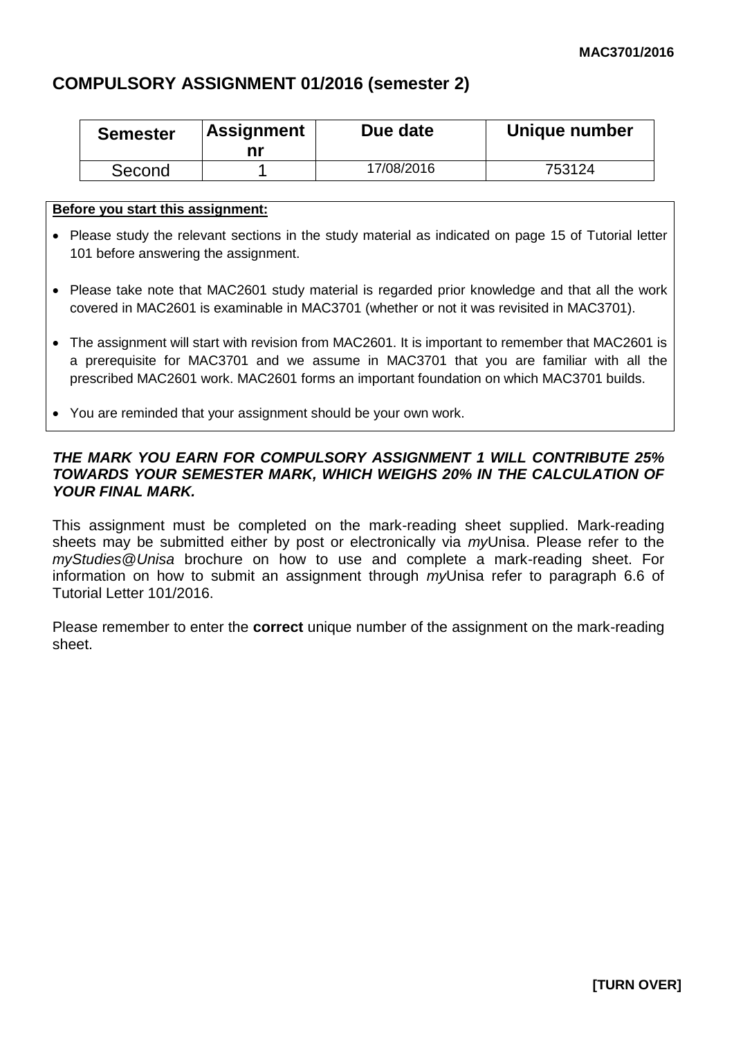# COMPULSORY ASSIGNMENT 01/2016 (semester 2)

| Semester | Assignment nr | Due date | Unique number |
| --- | --- | --- | --- |
| Second | 1 | 17/08/2016 | 753124 |

**Before you start this assignment:**

- Please study the relevant sections in the study material as indicated on page 15 of Tutorial letter 101 before answering the assignment.
- Please take note that MAC2601 study material is regarded prior knowledge and that all the work covered in MAC2601 is examinable in MAC3701 (whether or not it was revisited in MAC3701).
- The assignment will start with revision from MAC2601. It is important to remember that MAC2601 is a prerequisite for MAC3701 and we assume in MAC3701 that you are familiar with all the prescribed MAC2601 work. MAC2601 forms an important foundation on which MAC3701 builds.
- You are reminded that your assignment should be your own work.

***THE MARK YOU EARN FOR COMPULSORY ASSIGNMENT 1 WILL CONTRIBUTE 25% TOWARDS YOUR SEMESTER MARK, WHICH WEIGHS 20% IN THE CALCULATION OF YOUR FINAL MARK.***

This assignment must be completed on the mark-reading sheet supplied. Mark-reading sheets may be submitted either by post or electronically via *my*Unisa. Please refer to the *myStudies@Unisa* brochure on how to use and complete a mark-reading sheet. For information on how to submit an assignment through *my*Unisa refer to paragraph 6.6 of Tutorial Letter 101/2016.

Please remember to enter the **correct** unique number of the assignment on the mark-reading sheet.

**[TURN OVER]**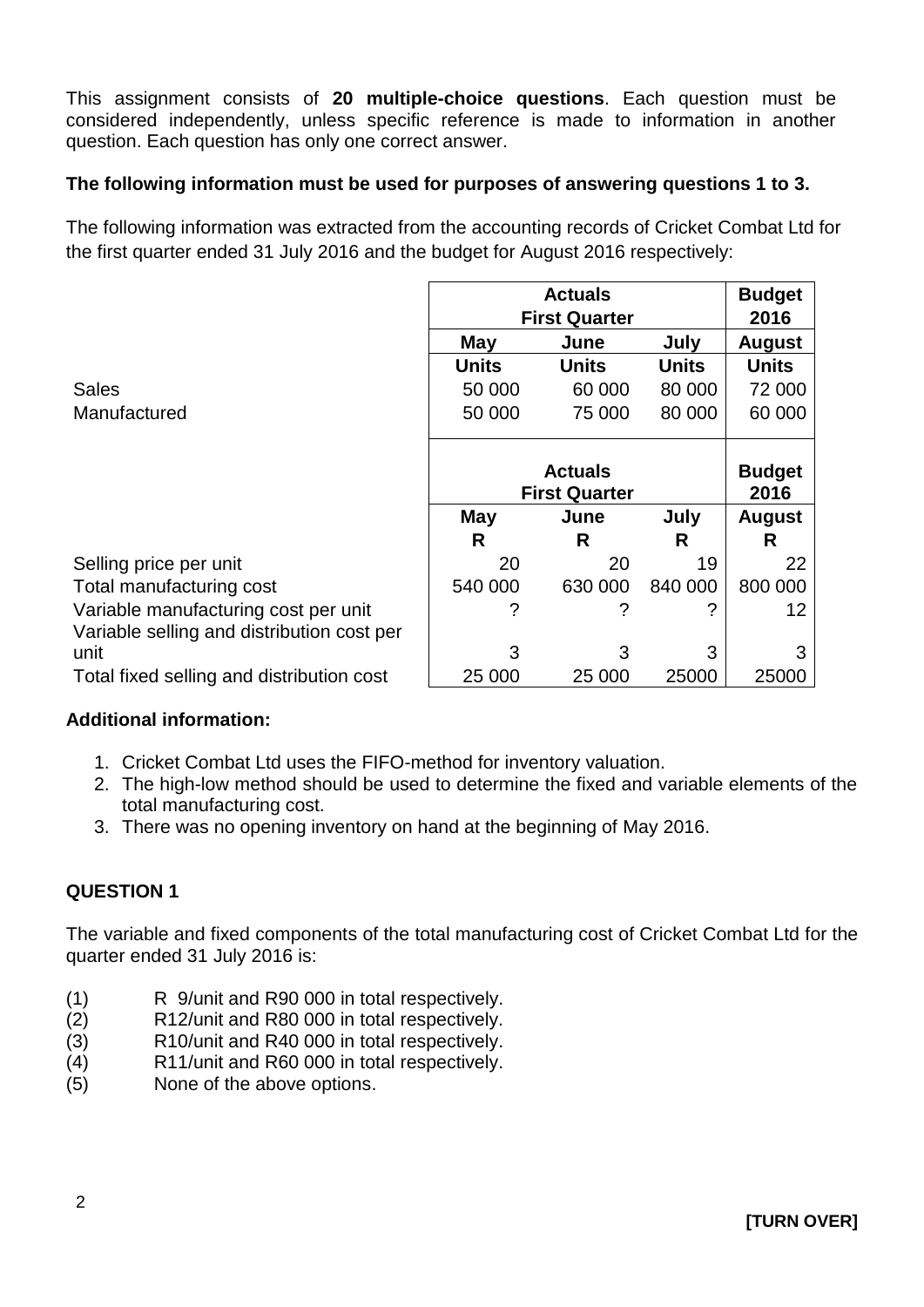This assignment consists of **20 multiple-choice questions**. Each question must be considered independently, unless specific reference is made to information in another question. Each question has only one correct answer.

**The following information must be used for purposes of answering questions 1 to 3.**

The following information was extracted from the accounting records of Cricket Combat Ltd for the first quarter ended 31 July 2016 and the budget for August 2016 respectively:

| | Actuals First Quarter | | | Budget 2016 |
|---|---|---|---|---|
| | **May** | **June** | **July** | **August** |
| | **Units** | **Units** | **Units** | **Units** |
| Sales | 50 000 | 60 000 | 80 000 | 72 000 |
| Manufactured | 50 000 | 75 000 | 80 000 | 60 000 |

| | Actuals First Quarter | | | Budget 2016 |
|---|---|---|---|---|
| | **May** | **June** | **July** | **August** |
| | **R** | **R** | **R** | **R** |
| Selling price per unit | 20 | 20 | 19 | 22 |
| Total manufacturing cost | 540 000 | 630 000 | 840 000 | 800 000 |
| Variable manufacturing cost per unit | ? | ? | ? | 12 |
| Variable selling and distribution cost per unit | 3 | 3 | 3 | 3 |
| Total fixed selling and distribution cost | 25 000 | 25 000 | 25000 | 25000 |

**Additional information:**

1. Cricket Combat Ltd uses the FIFO-method for inventory valuation.
2. The high-low method should be used to determine the fixed and variable elements of the total manufacturing cost.
3. There was no opening inventory on hand at the beginning of May 2016.

## QUESTION 1

The variable and fixed components of the total manufacturing cost of Cricket Combat Ltd for the quarter ended 31 July 2016 is:

(1) R 9/unit and R90 000 in total respectively.
(2) R12/unit and R80 000 in total respectively.
(3) R10/unit and R40 000 in total respectively.
(4) R11/unit and R60 000 in total respectively.
(5) None of the above options.

**[TURN OVER]**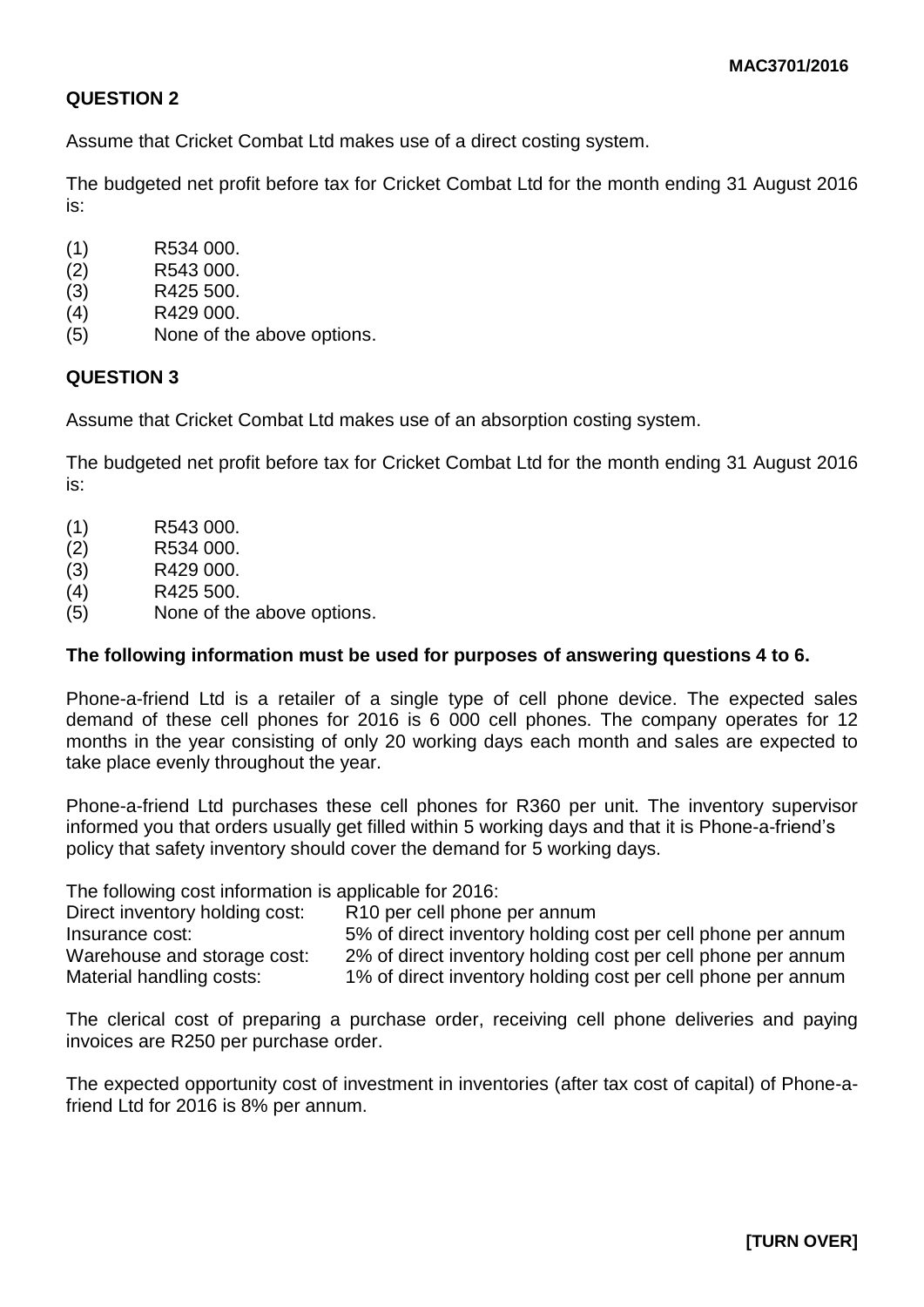## QUESTION 2

Assume that Cricket Combat Ltd makes use of a direct costing system.

The budgeted net profit before tax for Cricket Combat Ltd for the month ending 31 August 2016 is:

(1) R534 000.
(2) R543 000.
(3) R425 500.
(4) R429 000.
(5) None of the above options.

## QUESTION 3

Assume that Cricket Combat Ltd makes use of an absorption costing system.

The budgeted net profit before tax for Cricket Combat Ltd for the month ending 31 August 2016 is:

(1) R543 000.
(2) R534 000.
(3) R429 000.
(4) R425 500.
(5) None of the above options.

**The following information must be used for purposes of answering questions 4 to 6.**

Phone-a-friend Ltd is a retailer of a single type of cell phone device. The expected sales demand of these cell phones for 2016 is 6 000 cell phones. The company operates for 12 months in the year consisting of only 20 working days each month and sales are expected to take place evenly throughout the year.

Phone-a-friend Ltd purchases these cell phones for R360 per unit. The inventory supervisor informed you that orders usually get filled within 5 working days and that it is Phone-a-friend's policy that safety inventory should cover the demand for 5 working days.

The following cost information is applicable for 2016:

| | |
|---|---|
| Direct inventory holding cost: | R10 per cell phone per annum |
| Insurance cost: | 5% of direct inventory holding cost per cell phone per annum |
| Warehouse and storage cost: | 2% of direct inventory holding cost per cell phone per annum |
| Material handling costs: | 1% of direct inventory holding cost per cell phone per annum |

The clerical cost of preparing a purchase order, receiving cell phone deliveries and paying invoices are R250 per purchase order.

The expected opportunity cost of investment in inventories (after tax cost of capital) of Phone-a-friend Ltd for 2016 is 8% per annum.

**[TURN OVER]**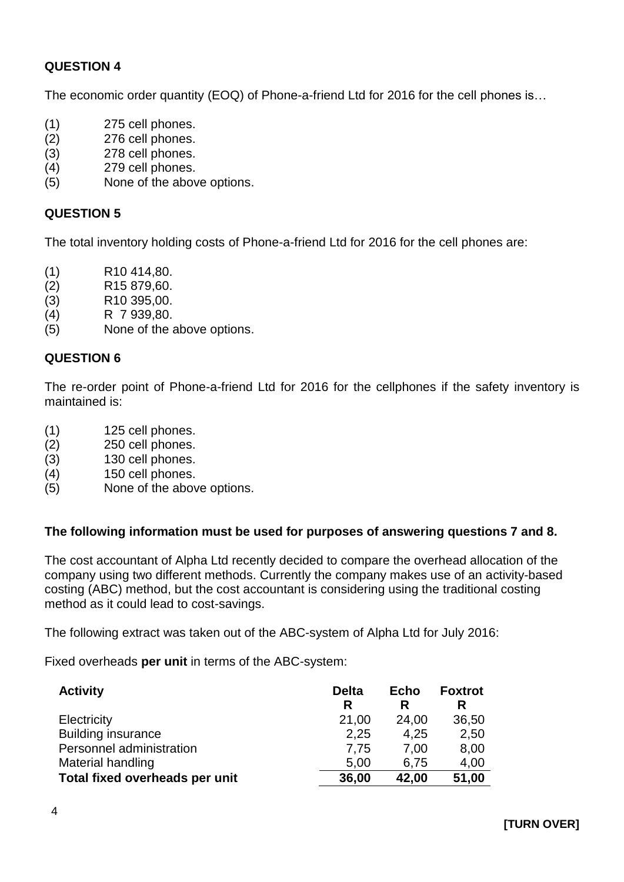## QUESTION 4

The economic order quantity (EOQ) of Phone-a-friend Ltd for 2016 for the cell phones is…

(1) 275 cell phones.
(2) 276 cell phones.
(3) 278 cell phones.
(4) 279 cell phones.
(5) None of the above options.

## QUESTION 5

The total inventory holding costs of Phone-a-friend Ltd for 2016 for the cell phones are:

(1) R10 414,80.
(2) R15 879,60.
(3) R10 395,00.
(4) R 7 939,80.
(5) None of the above options.

## QUESTION 6

The re-order point of Phone-a-friend Ltd for 2016 for the cellphones if the safety inventory is maintained is:

(1) 125 cell phones.
(2) 250 cell phones.
(3) 130 cell phones.
(4) 150 cell phones.
(5) None of the above options.

**The following information must be used for purposes of answering questions 7 and 8.**

The cost accountant of Alpha Ltd recently decided to compare the overhead allocation of the company using two different methods. Currently the company makes use of an activity-based costing (ABC) method, but the cost accountant is considering using the traditional costing method as it could lead to cost-savings.

The following extract was taken out of the ABC-system of Alpha Ltd for July 2016:

Fixed overheads **per unit** in terms of the ABC-system:

| **Activity** | **Delta** | **Echo** | **Foxtrot** |
|---|---|---|---|
| | **R** | **R** | **R** |
| Electricity | 21,00 | 24,00 | 36,50 |
| Building insurance | 2,25 | 4,25 | 2,50 |
| Personnel administration | 7,75 | 7,00 | 8,00 |
| Material handling | 5,00 | 6,75 | 4,00 |
| **Total fixed overheads per unit** | **36,00** | **42,00** | **51,00** |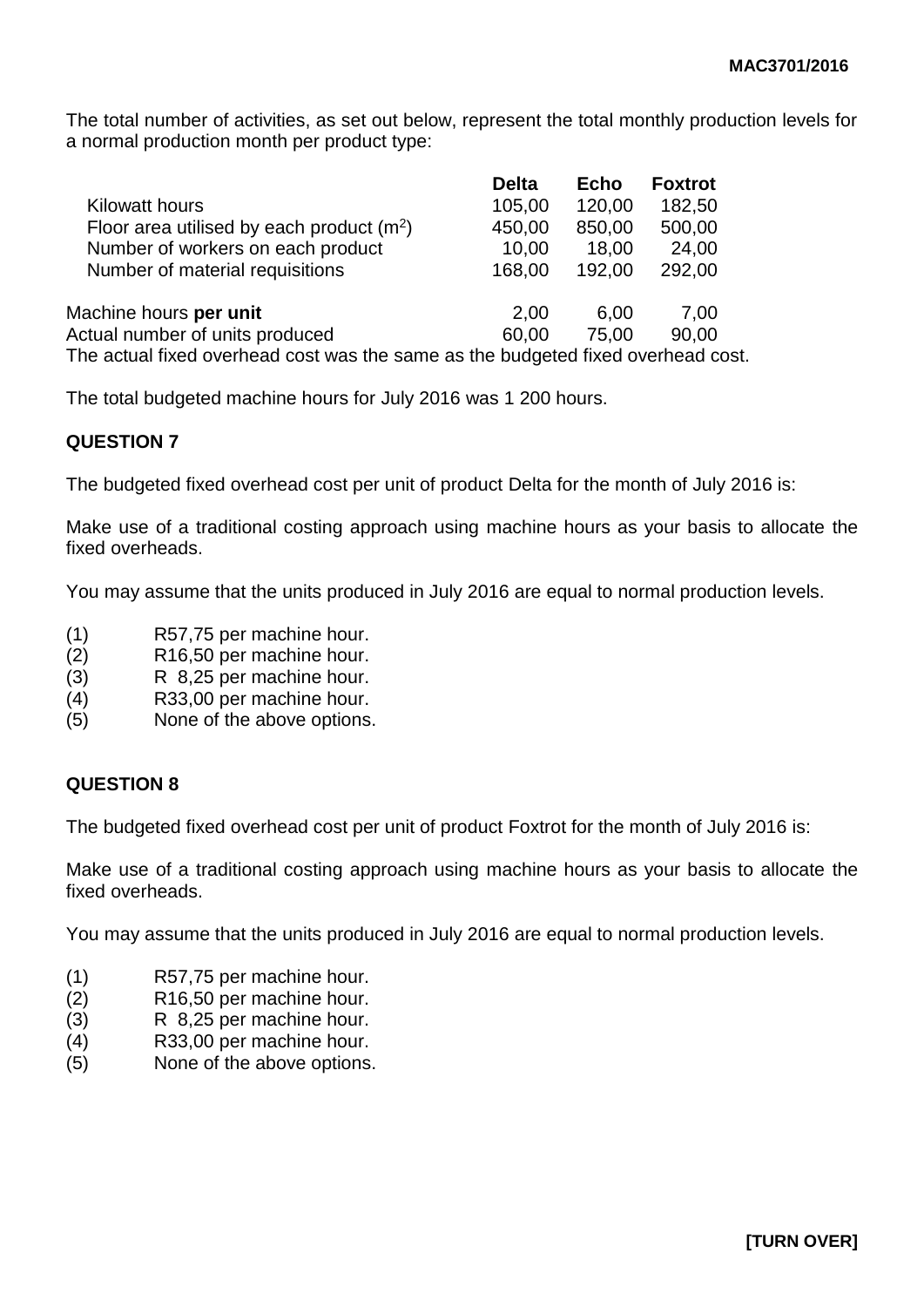The total number of activities, as set out below, represent the total monthly production levels for a normal production month per product type:

| | Delta | Echo | Foxtrot |
|---|---|---|---|
| Kilowatt hours | 105,00 | 120,00 | 182,50 |
| Floor area utilised by each product ($m^2$) | 450,00 | 850,00 | 500,00 |
| Number of workers on each product | 10,00 | 18,00 | 24,00 |
| Number of material requisitions | 168,00 | 192,00 | 292,00 |
| | | | |
| Machine hours **per unit** | 2,00 | 6,00 | 7,00 |
| Actual number of units produced | 60,00 | 75,00 | 90,00 |

The actual fixed overhead cost was the same as the budgeted fixed overhead cost.

The total budgeted machine hours for July 2016 was 1 200 hours.

**QUESTION 7**

The budgeted fixed overhead cost per unit of product Delta for the month of July 2016 is:

Make use of a traditional costing approach using machine hours as your basis to allocate the fixed overheads.

You may assume that the units produced in July 2016 are equal to normal production levels.

(1) R57,75 per machine hour.
(2) R16,50 per machine hour.
(3) R 8,25 per machine hour.
(4) R33,00 per machine hour.
(5) None of the above options.

**QUESTION 8**

The budgeted fixed overhead cost per unit of product Foxtrot for the month of July 2016 is:

Make use of a traditional costing approach using machine hours as your basis to allocate the fixed overheads.

You may assume that the units produced in July 2016 are equal to normal production levels.

(1) R57,75 per machine hour.
(2) R16,50 per machine hour.
(3) R 8,25 per machine hour.
(4) R33,00 per machine hour.
(5) None of the above options.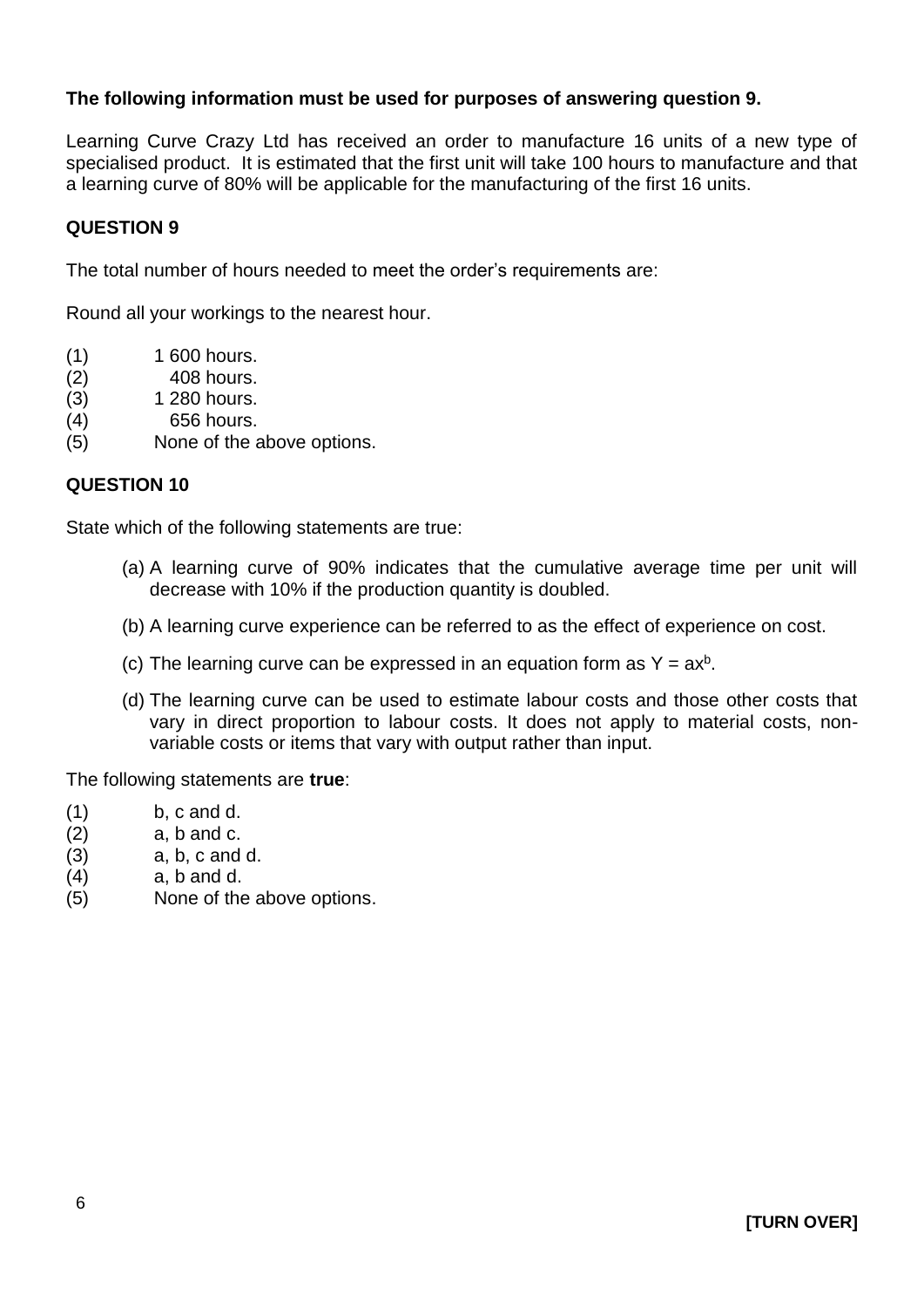**The following information must be used for purposes of answering question 9.**

Learning Curve Crazy Ltd has received an order to manufacture 16 units of a new type of specialised product. It is estimated that the first unit will take 100 hours to manufacture and that a learning curve of 80% will be applicable for the manufacturing of the first 16 units.

## QUESTION 9

The total number of hours needed to meet the order's requirements are:

Round all your workings to the nearest hour.

(1) 1 600 hours.
(2) 408 hours.
(3) 1 280 hours.
(4) 656 hours.
(5) None of the above options.

## QUESTION 10

State which of the following statements are true:

(a) A learning curve of 90% indicates that the cumulative average time per unit will decrease with 10% if the production quantity is doubled.

(b) A learning curve experience can be referred to as the effect of experience on cost.

(c) The learning curve can be expressed in an equation form as $Y = ax^b$.

(d) The learning curve can be used to estimate labour costs and those other costs that vary in direct proportion to labour costs. It does not apply to material costs, non-variable costs or items that vary with output rather than input.

The following statements are **true**:

(1) b, c and d.
(2) a, b and c.
(3) a, b, c and d.
(4) a, b and d.
(5) None of the above options.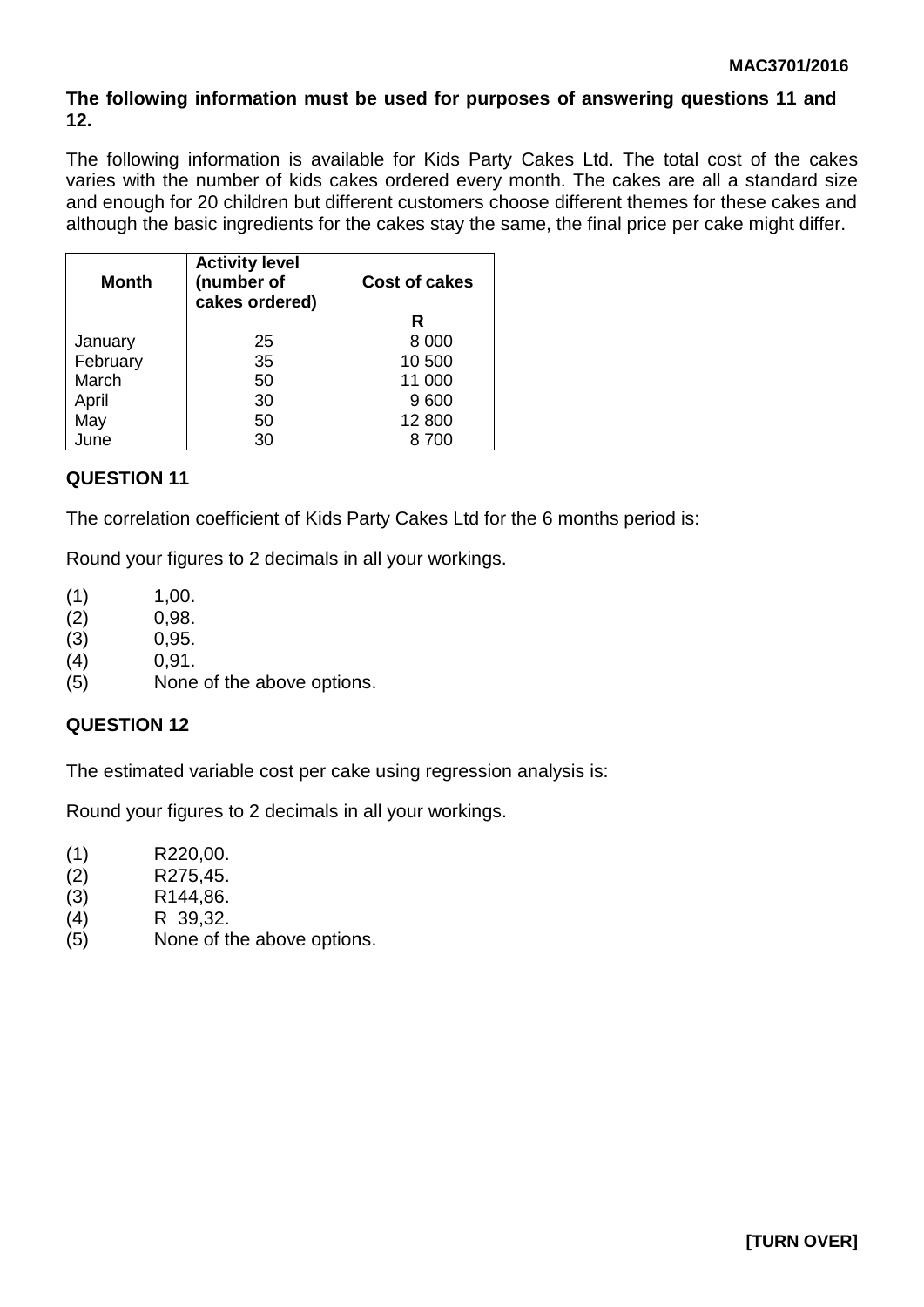**The following information must be used for purposes of answering questions 11 and 12.**

The following information is available for Kids Party Cakes Ltd. The total cost of the cakes varies with the number of kids cakes ordered every month. The cakes are all a standard size and enough for 20 children but different customers choose different themes for these cakes and although the basic ingredients for the cakes stay the same, the final price per cake might differ.

| Month | Activity level (number of cakes ordered) | Cost of cakes |
|---|---|---|
| | | R |
| January | 25 | 8 000 |
| February | 35 | 10 500 |
| March | 50 | 11 000 |
| April | 30 | 9 600 |
| May | 50 | 12 800 |
| June | 30 | 8 700 |

## QUESTION 11

The correlation coefficient of Kids Party Cakes Ltd for the 6 months period is:

Round your figures to 2 decimals in all your workings.

(1) 1,00.
(2) 0,98.
(3) 0,95.
(4) 0,91.
(5) None of the above options.

## QUESTION 12

The estimated variable cost per cake using regression analysis is:

Round your figures to 2 decimals in all your workings.

(1) R220,00.
(2) R275,45.
(3) R144,86.
(4) R 39,32.
(5) None of the above options.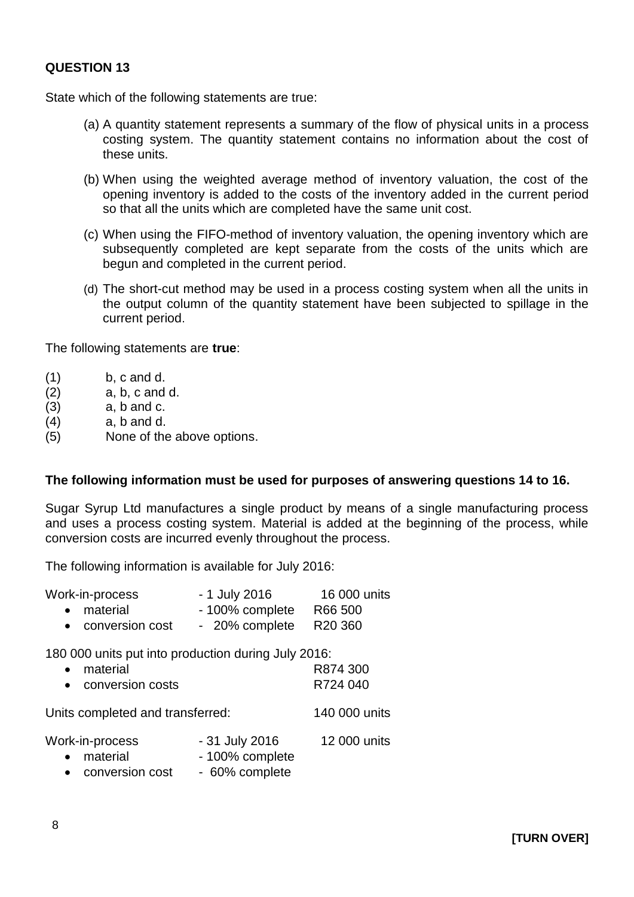**QUESTION 13**

State which of the following statements are true:

(a) A quantity statement represents a summary of the flow of physical units in a process costing system. The quantity statement contains no information about the cost of these units.

(b) When using the weighted average method of inventory valuation, the cost of the opening inventory is added to the costs of the inventory added in the current period so that all the units which are completed have the same unit cost.

(c) When using the FIFO-method of inventory valuation, the opening inventory which are subsequently completed are kept separate from the costs of the units which are begun and completed in the current period.

(d) The short-cut method may be used in a process costing system when all the units in the output column of the quantity statement have been subjected to spillage in the current period.

The following statements are **true**:

(1) b, c and d.
(2) a, b, c and d.
(3) a, b and c.
(4) a, b and d.
(5) None of the above options.

**The following information must be used for purposes of answering questions 14 to 16.**

Sugar Syrup Ltd manufactures a single product by means of a single manufacturing process and uses a process costing system. Material is added at the beginning of the process, while conversion costs are incurred evenly throughout the process.

The following information is available for July 2016:

| | | |
|---|---|---|
| Work-in-process | - 1 July 2016 | 16 000 units |
| • material | - 100% complete | R66 500 |
| • conversion cost | - 20% complete | R20 360 |

180 000 units put into production during July 2016:

| | |
|---|---|
| • material | R874 300 |
| • conversion costs | R724 040 |

| | |
|---|---|
| Units completed and transferred: | 140 000 units |

| | | |
|---|---|---|
| Work-in-process | - 31 July 2016 | 12 000 units |
| • material | - 100% complete | |
| • conversion cost | - 60% complete | |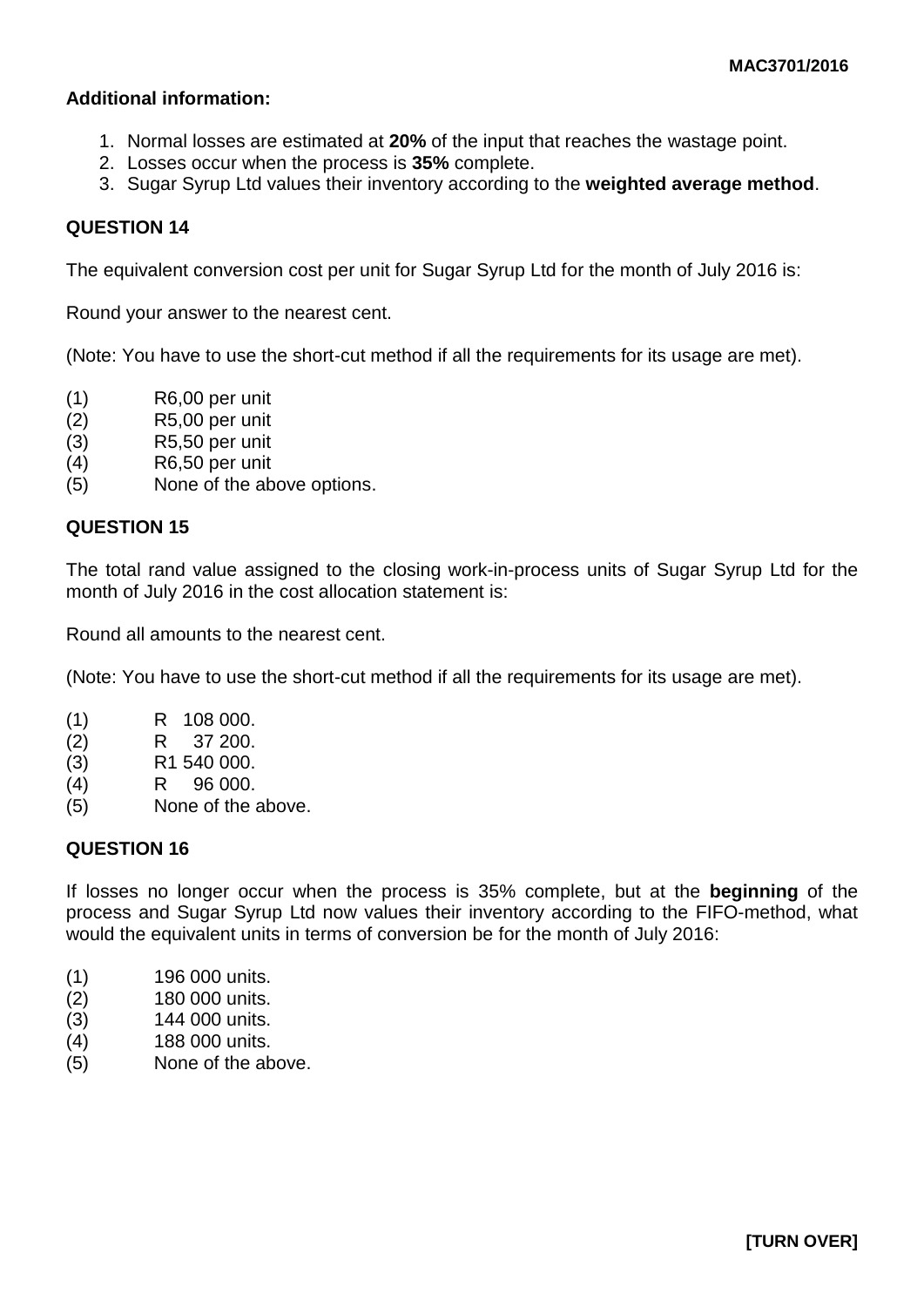**Additional information:**

1. Normal losses are estimated at **20%** of the input that reaches the wastage point.
2. Losses occur when the process is **35%** complete.
3. Sugar Syrup Ltd values their inventory according to the **weighted average method**.

**QUESTION 14**

The equivalent conversion cost per unit for Sugar Syrup Ltd for the month of July 2016 is:

Round your answer to the nearest cent.

(Note: You have to use the short-cut method if all the requirements for its usage are met).

(1) R6,00 per unit
(2) R5,00 per unit
(3) R5,50 per unit
(4) R6,50 per unit
(5) None of the above options.

**QUESTION 15**

The total rand value assigned to the closing work-in-process units of Sugar Syrup Ltd for the month of July 2016 in the cost allocation statement is:

Round all amounts to the nearest cent.

(Note: You have to use the short-cut method if all the requirements for its usage are met).

(1) R 108 000.
(2) R 37 200.
(3) R1 540 000.
(4) R 96 000.
(5) None of the above.

**QUESTION 16**

If losses no longer occur when the process is 35% complete, but at the **beginning** of the process and Sugar Syrup Ltd now values their inventory according to the FIFO-method, what would the equivalent units in terms of conversion be for the month of July 2016:

(1) 196 000 units.
(2) 180 000 units.
(3) 144 000 units.
(4) 188 000 units.
(5) None of the above.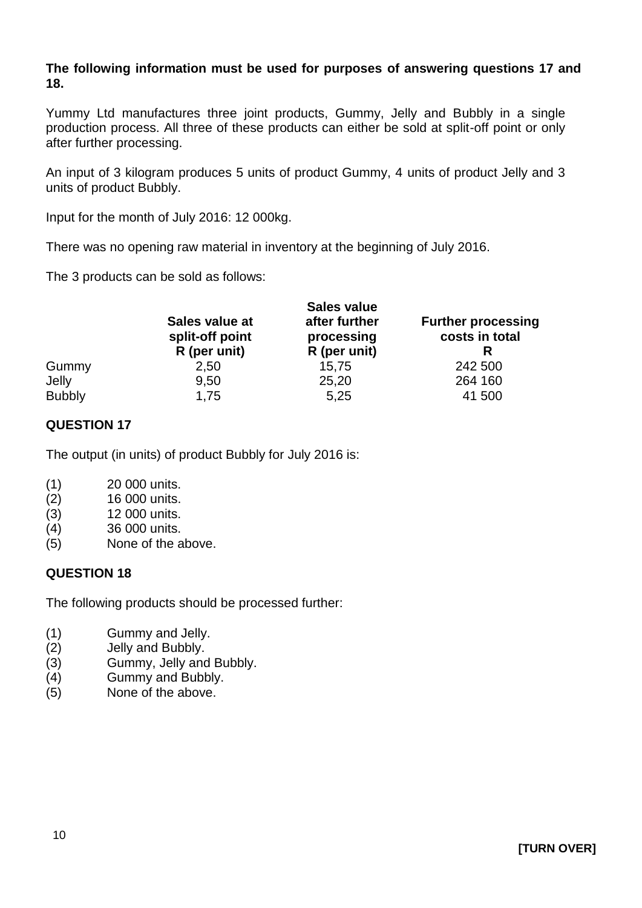**The following information must be used for purposes of answering questions 17 and 18.**

Yummy Ltd manufactures three joint products, Gummy, Jelly and Bubbly in a single production process. All three of these products can either be sold at split-off point or only after further processing.

An input of 3 kilogram produces 5 units of product Gummy, 4 units of product Jelly and 3 units of product Bubbly.

Input for the month of July 2016: 12 000kg.

There was no opening raw material in inventory at the beginning of July 2016.

The 3 products can be sold as follows:

| | **Sales value at split-off point R (per unit)** | **Sales value after further processing R (per unit)** | **Further processing costs in total R** |
|---|---|---|---|
| Gummy | 2,50 | 15,75 | 242 500 |
| Jelly | 9,50 | 25,20 | 264 160 |
| Bubbly | 1,75 | 5,25 | 41 500 |

## QUESTION 17

The output (in units) of product Bubbly for July 2016 is:

(1) 20 000 units.
(2) 16 000 units.
(3) 12 000 units.
(4) 36 000 units.
(5) None of the above.

## QUESTION 18

The following products should be processed further:

(1) Gummy and Jelly.
(2) Jelly and Bubbly.
(3) Gummy, Jelly and Bubbly.
(4) Gummy and Bubbly.
(5) None of the above.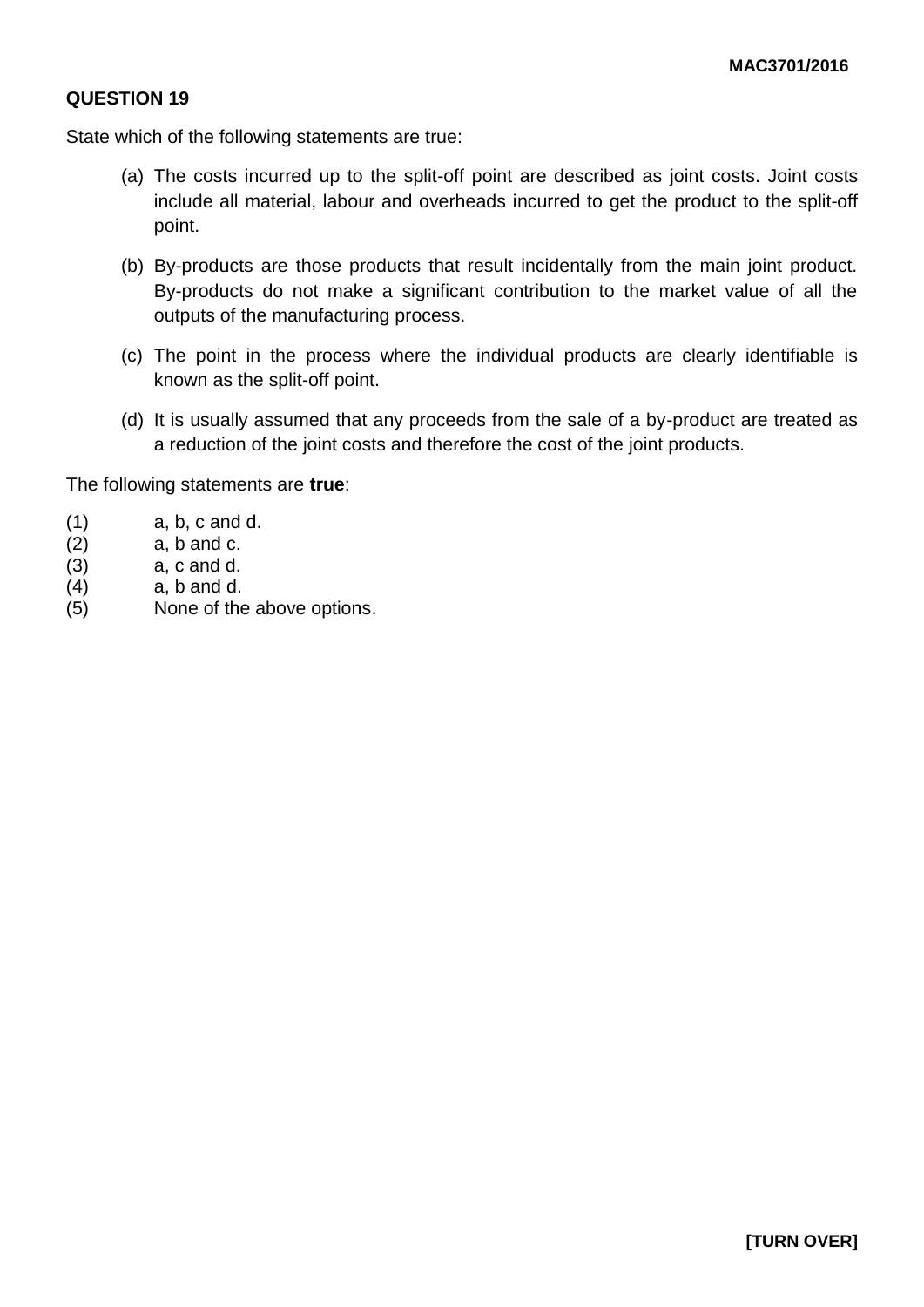## QUESTION 19

State which of the following statements are true:

(a) The costs incurred up to the split-off point are described as joint costs. Joint costs include all material, labour and overheads incurred to get the product to the split-off point.

(b) By-products are those products that result incidentally from the main joint product. By-products do not make a significant contribution to the market value of all the outputs of the manufacturing process.

(c) The point in the process where the individual products are clearly identifiable is known as the split-off point.

(d) It is usually assumed that any proceeds from the sale of a by-product are treated as a reduction of the joint costs and therefore the cost of the joint products.

The following statements are **true**:

(1) a, b, c and d.
(2) a, b and c.
(3) a, c and d.
(4) a, b and d.
(5) None of the above options.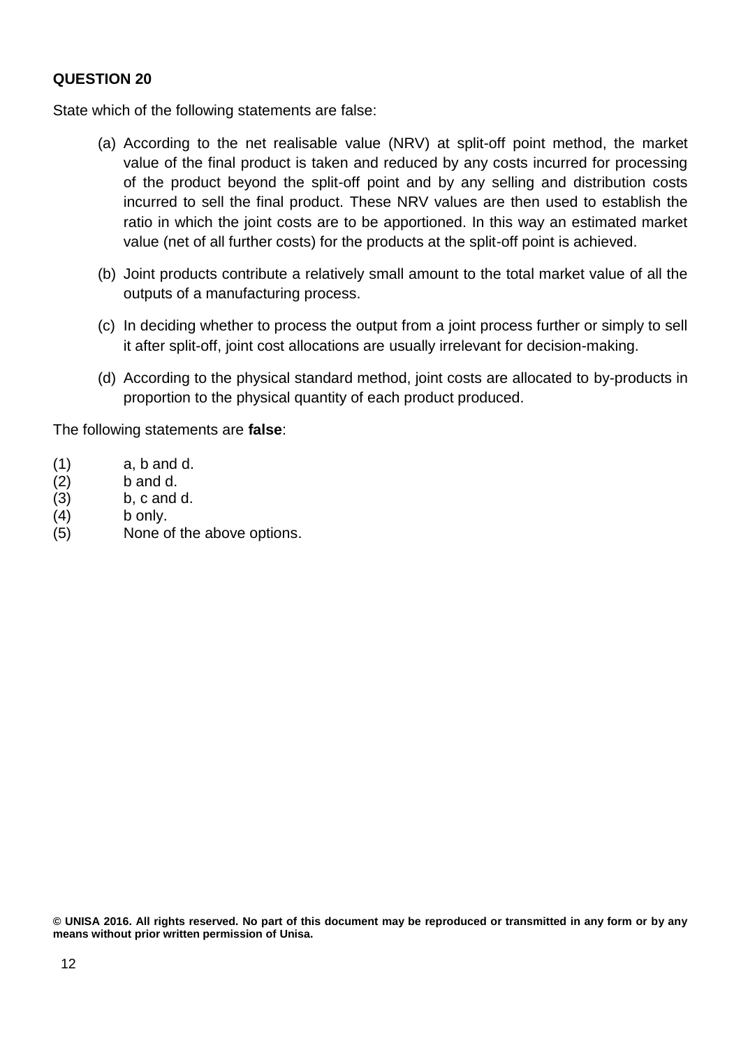**QUESTION 20**

State which of the following statements are false:

(a) According to the net realisable value (NRV) at split-off point method, the market value of the final product is taken and reduced by any costs incurred for processing of the product beyond the split-off point and by any selling and distribution costs incurred to sell the final product. These NRV values are then used to establish the ratio in which the joint costs are to be apportioned. In this way an estimated market value (net of all further costs) for the products at the split-off point is achieved.

(b) Joint products contribute a relatively small amount to the total market value of all the outputs of a manufacturing process.

(c) In deciding whether to process the output from a joint process further or simply to sell it after split-off, joint cost allocations are usually irrelevant for decision-making.

(d) According to the physical standard method, joint costs are allocated to by-products in proportion to the physical quantity of each product produced.

The following statements are **false**:

(1) a, b and d.
(2) b and d.
(3) b, c and d.
(4) b only.
(5) None of the above options.

**© UNISA 2016. All rights reserved. No part of this document may be reproduced or transmitted in any form or by any means without prior written permission of Unisa.**